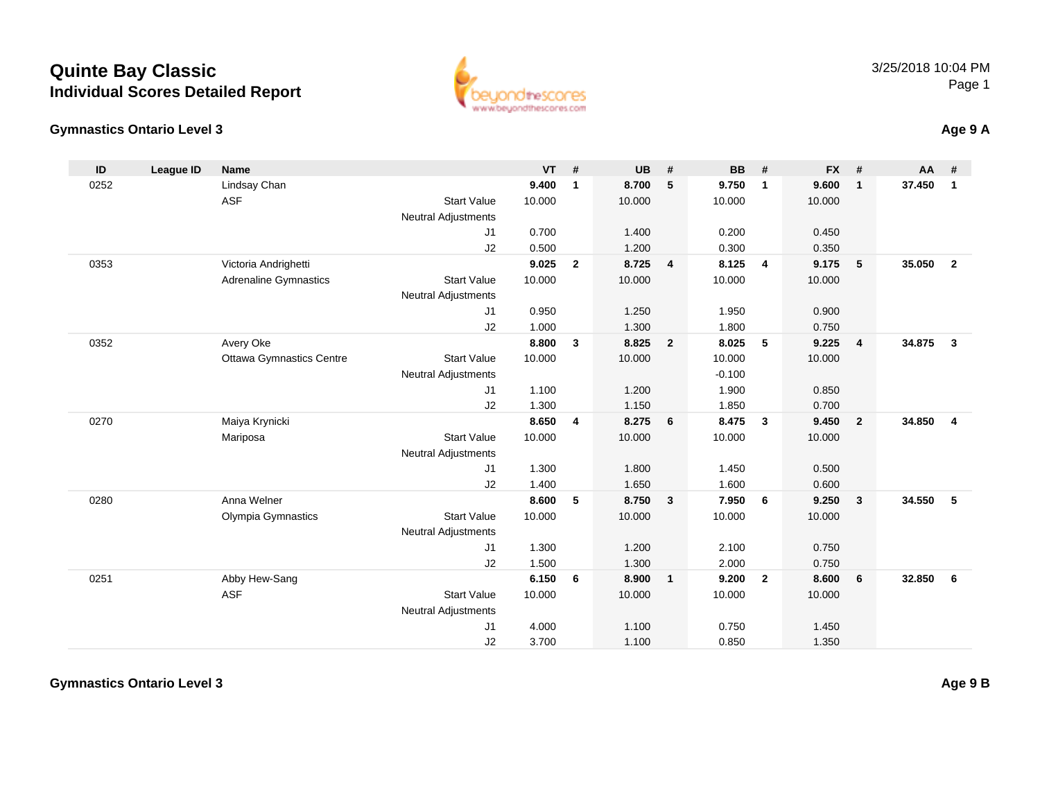# Quinte Bay Classic
## Individual Scores Detailed Report

3/25/2018 10:04 PM

### Gymnastics Ontario Level 3

**Age 9 A**

| ID | League ID | Name | | VT | # | UB | # | BB | # | FX | # | AA | # |
|---|---|---|---|---|---|---|---|---|---|---|---|---|---|
| 0252 | | Lindsay Chan | | **9.400** | **1** | **8.700** | **5** | **9.750** | **1** | **9.600** | **1** | **37.450** | **1** |
| | | ASF | Start Value | 10.000 | | 10.000 | | 10.000 | | 10.000 | | | |
| | | | Neutral Adjustments | | | | | | | | | | |
| | | | J1 | 0.700 | | 1.400 | | 0.200 | | 0.450 | | | |
| | | | J2 | 0.500 | | 1.200 | | 0.300 | | 0.350 | | | |
| 0353 | | Victoria Andrighetti | | **9.025** | **2** | **8.725** | **4** | **8.125** | **4** | **9.175** | **5** | **35.050** | **2** |
| | | Adrenaline Gymnastics | Start Value | 10.000 | | 10.000 | | 10.000 | | 10.000 | | | |
| | | | Neutral Adjustments | | | | | | | | | | |
| | | | J1 | 0.950 | | 1.250 | | 1.950 | | 0.900 | | | |
| | | | J2 | 1.000 | | 1.300 | | 1.800 | | 0.750 | | | |
| 0352 | | Avery Oke | | **8.800** | **3** | **8.825** | **2** | **8.025** | **5** | **9.225** | **4** | **34.875** | **3** |
| | | Ottawa Gymnastics Centre | Start Value | 10.000 | | 10.000 | | 10.000 | | 10.000 | | | |
| | | | Neutral Adjustments | | | | | -0.100 | | | | | |
| | | | J1 | 1.100 | | 1.200 | | 1.900 | | 0.850 | | | |
| | | | J2 | 1.300 | | 1.150 | | 1.850 | | 0.700 | | | |
| 0270 | | Maiya Krynicki | | **8.650** | **4** | **8.275** | **6** | **8.475** | **3** | **9.450** | **2** | **34.850** | **4** |
| | | Mariposa | Start Value | 10.000 | | 10.000 | | 10.000 | | 10.000 | | | |
| | | | Neutral Adjustments | | | | | | | | | | |
| | | | J1 | 1.300 | | 1.800 | | 1.450 | | 0.500 | | | |
| | | | J2 | 1.400 | | 1.650 | | 1.600 | | 0.600 | | | |
| 0280 | | Anna Welner | | **8.600** | **5** | **8.750** | **3** | **7.950** | **6** | **9.250** | **3** | **34.550** | **5** |
| | | Olympia Gymnastics | Start Value | 10.000 | | 10.000 | | 10.000 | | 10.000 | | | |
| | | | Neutral Adjustments | | | | | | | | | | |
| | | | J1 | 1.300 | | 1.200 | | 2.100 | | 0.750 | | | |
| | | | J2 | 1.500 | | 1.300 | | 2.000 | | 0.750 | | | |
| 0251 | | Abby Hew-Sang | | **6.150** | **6** | **8.900** | **1** | **9.200** | **2** | **8.600** | **6** | **32.850** | **6** |
| | | ASF | Start Value | 10.000 | | 10.000 | | 10.000 | | 10.000 | | | |
| | | | Neutral Adjustments | | | | | | | | | | |
| | | | J1 | 4.000 | | 1.100 | | 0.750 | | 1.450 | | | |
| | | | J2 | 3.700 | | 1.100 | | 0.850 | | 1.350 | | | |

### Gymnastics Ontario Level 3

**Age 9 B**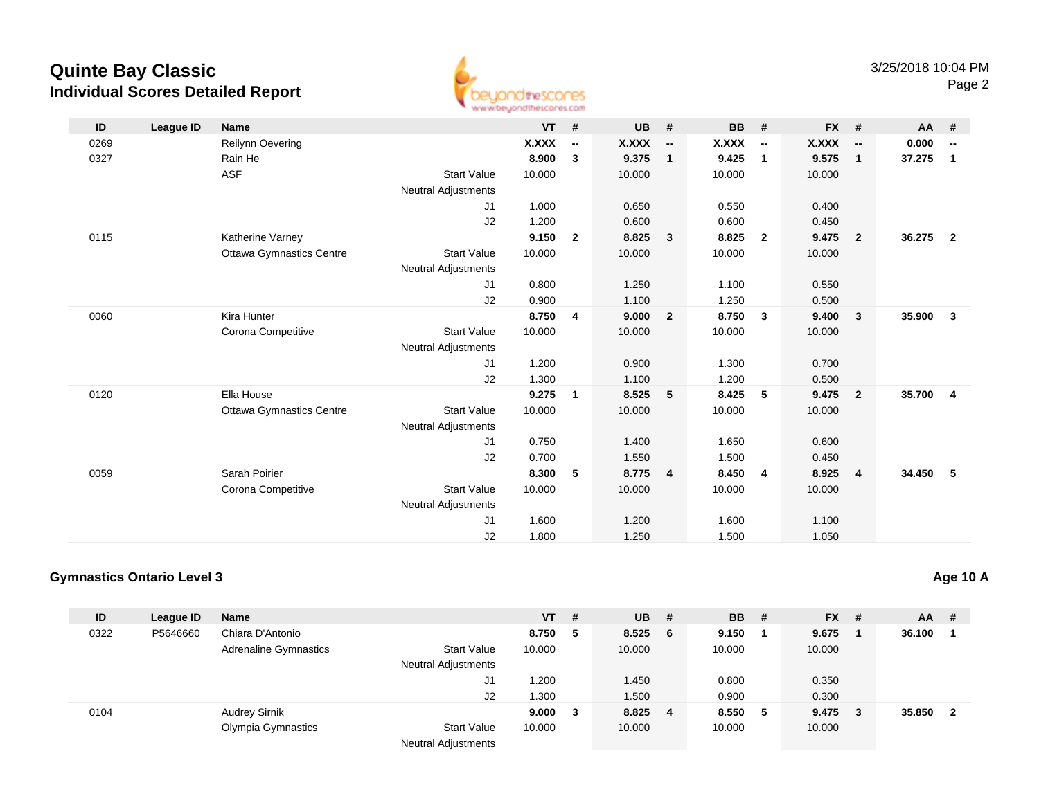# Quinte Bay Classic
## Individual Scores Detailed Report

| ID | League ID | Name | | VT | # | UB | # | BB | # | FX | # | AA | # |
|---|---|---|---|---|---|---|---|---|---|---|---|---|---|
| 0269 | | Reilynn Oevering | | **X.XXX** | **--** | **X.XXX** | **--** | **X.XXX** | **--** | **X.XXX** | **--** | **0.000** | **--** |
| 0327 | | Rain He | | **8.900** | **3** | **9.375** | **1** | **9.425** | **1** | **9.575** | **1** | **37.275** | **1** |
| | | ASF | Start Value | 10.000 | | 10.000 | | 10.000 | | 10.000 | | | |
| | | | Neutral Adjustments | | | | | | | | | | |
| | | | J1 | 1.000 | | 0.650 | | 0.550 | | 0.400 | | | |
| | | | J2 | 1.200 | | 0.600 | | 0.600 | | 0.450 | | | |
| 0115 | | Katherine Varney | | **9.150** | **2** | **8.825** | **3** | **8.825** | **2** | **9.475** | **2** | **36.275** | **2** |
| | | Ottawa Gymnastics Centre | Start Value | 10.000 | | 10.000 | | 10.000 | | 10.000 | | | |
| | | | Neutral Adjustments | | | | | | | | | | |
| | | | J1 | 0.800 | | 1.250 | | 1.100 | | 0.550 | | | |
| | | | J2 | 0.900 | | 1.100 | | 1.250 | | 0.500 | | | |
| 0060 | | Kira Hunter | | **8.750** | **4** | **9.000** | **2** | **8.750** | **3** | **9.400** | **3** | **35.900** | **3** |
| | | Corona Competitive | Start Value | 10.000 | | 10.000 | | 10.000 | | 10.000 | | | |
| | | | Neutral Adjustments | | | | | | | | | | |
| | | | J1 | 1.200 | | 0.900 | | 1.300 | | 0.700 | | | |
| | | | J2 | 1.300 | | 1.100 | | 1.200 | | 0.500 | | | |
| 0120 | | Ella House | | **9.275** | **1** | **8.525** | **5** | **8.425** | **5** | **9.475** | **2** | **35.700** | **4** |
| | | Ottawa Gymnastics Centre | Start Value | 10.000 | | 10.000 | | 10.000 | | 10.000 | | | |
| | | | Neutral Adjustments | | | | | | | | | | |
| | | | J1 | 0.750 | | 1.400 | | 1.650 | | 0.600 | | | |
| | | | J2 | 0.700 | | 1.550 | | 1.500 | | 0.450 | | | |
| 0059 | | Sarah Poirier | | **8.300** | **5** | **8.775** | **4** | **8.450** | **4** | **8.925** | **4** | **34.450** | **5** |
| | | Corona Competitive | Start Value | 10.000 | | 10.000 | | 10.000 | | 10.000 | | | |
| | | | Neutral Adjustments | | | | | | | | | | |
| | | | J1 | 1.600 | | 1.200 | | 1.600 | | 1.100 | | | |
| | | | J2 | 1.800 | | 1.250 | | 1.500 | | 1.050 | | | |

### Gymnastics Ontario Level 3 — Age 10 A

| ID | League ID | Name | | VT | # | UB | # | BB | # | FX | # | AA | # |
|---|---|---|---|---|---|---|---|---|---|---|---|---|---|
| 0322 | P5646660 | Chiara D'Antonio | | **8.750** | **5** | **8.525** | **6** | **9.150** | **1** | **9.675** | **1** | **36.100** | **1** |
| | | Adrenaline Gymnastics | Start Value | 10.000 | | 10.000 | | 10.000 | | 10.000 | | | |
| | | | Neutral Adjustments | | | | | | | | | | |
| | | | J1 | 1.200 | | 1.450 | | 0.800 | | 0.350 | | | |
| | | | J2 | 1.300 | | 1.500 | | 0.900 | | 0.300 | | | |
| 0104 | | Audrey Sirnik | | **9.000** | **3** | **8.825** | **4** | **8.550** | **5** | **9.475** | **3** | **35.850** | **2** |
| | | Olympia Gymnastics | Start Value | 10.000 | | 10.000 | | 10.000 | | 10.000 | | | |
| | | | Neutral Adjustments | | | | | | | | | | |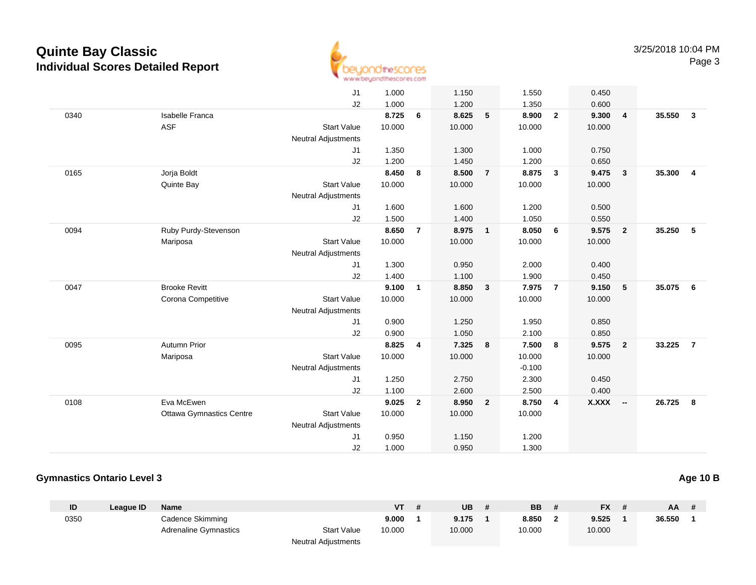# Quinte Bay Classic
## Individual Scores Detailed Report

3/25/2018 10:04 PM

| ID | League ID | Name | | VT | # | UB | # | BB | # | FX | # | AA | # |
|---|---|---|---|---|---|---|---|---|---|---|---|---|---|
| | | | J1 | 1.000 | | 1.150 | | 1.550 | | 0.450 | | | |
| | | | J2 | 1.000 | | 1.200 | | 1.350 | | 0.600 | | | |
| 0340 | | Isabelle Franca | | **8.725** | **6** | **8.625** | **5** | **8.900** | **2** | **9.300** | **4** | **35.550** | **3** |
| | | ASF | Start Value | 10.000 | | 10.000 | | 10.000 | | 10.000 | | | |
| | | | Neutral Adjustments | | | | | | | | | | |
| | | | J1 | 1.350 | | 1.300 | | 1.000 | | 0.750 | | | |
| | | | J2 | 1.200 | | 1.450 | | 1.200 | | 0.650 | | | |
| 0165 | | Jorja Boldt | | **8.450** | **8** | **8.500** | **7** | **8.875** | **3** | **9.475** | **3** | **35.300** | **4** |
| | | Quinte Bay | Start Value | 10.000 | | 10.000 | | 10.000 | | 10.000 | | | |
| | | | Neutral Adjustments | | | | | | | | | | |
| | | | J1 | 1.600 | | 1.600 | | 1.200 | | 0.500 | | | |
| | | | J2 | 1.500 | | 1.400 | | 1.050 | | 0.550 | | | |
| 0094 | | Ruby Purdy-Stevenson | | **8.650** | **7** | **8.975** | **1** | **8.050** | **6** | **9.575** | **2** | **35.250** | **5** |
| | | Mariposa | Start Value | 10.000 | | 10.000 | | 10.000 | | 10.000 | | | |
| | | | Neutral Adjustments | | | | | | | | | | |
| | | | J1 | 1.300 | | 0.950 | | 2.000 | | 0.400 | | | |
| | | | J2 | 1.400 | | 1.100 | | 1.900 | | 0.450 | | | |
| 0047 | | Brooke Revitt | | **9.100** | **1** | **8.850** | **3** | **7.975** | **7** | **9.150** | **5** | **35.075** | **6** |
| | | Corona Competitive | Start Value | 10.000 | | 10.000 | | 10.000 | | 10.000 | | | |
| | | | Neutral Adjustments | | | | | | | | | | |
| | | | J1 | 0.900 | | 1.250 | | 1.950 | | 0.850 | | | |
| | | | J2 | 0.900 | | 1.050 | | 2.100 | | 0.850 | | | |
| 0095 | | Autumn Prior | | **8.825** | **4** | **7.325** | **8** | **7.500** | **8** | **9.575** | **2** | **33.225** | **7** |
| | | Mariposa | Start Value | 10.000 | | 10.000 | | 10.000 | | 10.000 | | | |
| | | | Neutral Adjustments | | | | | -0.100 | | | | | |
| | | | J1 | 1.250 | | 2.750 | | 2.300 | | 0.450 | | | |
| | | | J2 | 1.100 | | 2.600 | | 2.500 | | 0.400 | | | |
| 0108 | | Eva McEwen | | **9.025** | **2** | **8.950** | **2** | **8.750** | **4** | **X.XXX** | **--** | **26.725** | **8** |
| | | Ottawa Gymnastics Centre | Start Value | 10.000 | | 10.000 | | 10.000 | | | | | |
| | | | Neutral Adjustments | | | | | | | | | | |
| | | | J1 | 0.950 | | 1.150 | | 1.200 | | | | | |
| | | | J2 | 1.000 | | 0.950 | | 1.300 | | | | | |

### Gymnastics Ontario Level 3

**Age 10 B**

| ID | League ID | Name | | VT | # | UB | # | BB | # | FX | # | AA | # |
|---|---|---|---|---|---|---|---|---|---|---|---|---|---|
| 0350 | | Cadence Skimming | | **9.000** | **1** | **9.175** | **1** | **8.850** | **2** | **9.525** | **1** | **36.550** | **1** |
| | | Adrenaline Gymnastics | Start Value | 10.000 | | 10.000 | | 10.000 | | 10.000 | | | |
| | | | Neutral Adjustments | | | | | | | | | | |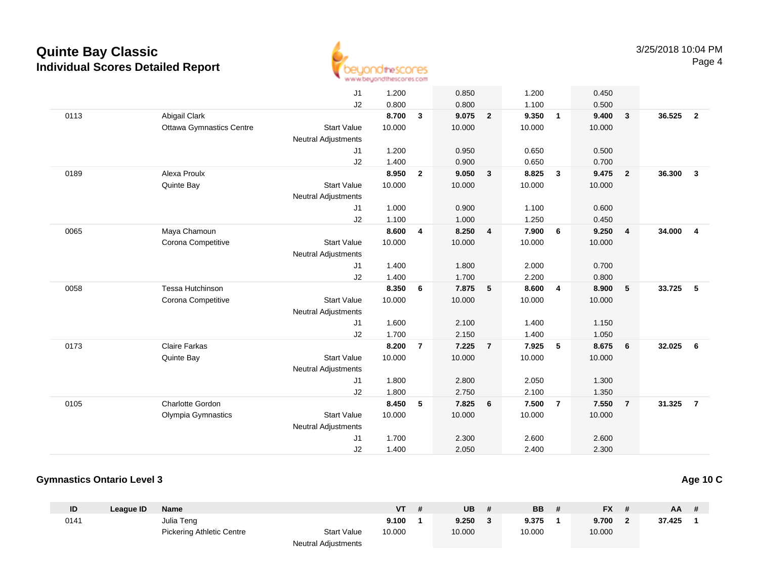# Quinte Bay Classic
## Individual Scores Detailed Report

| ID | League ID | Name | | VT | # | UB | # | BB | # | FX | # | AA | # |
|---|---|---|---|---|---|---|---|---|---|---|---|---|---|
| | | | J1 | 1.200 | | 0.850 | | 1.200 | | 0.450 | | | |
| | | | J2 | 0.800 | | 0.800 | | 1.100 | | 0.500 | | | |
| 0113 | | Abigail Clark | | **8.700** | **3** | **9.075** | **2** | **9.350** | **1** | **9.400** | **3** | **36.525** | **2** |
| | | Ottawa Gymnastics Centre | Start Value | 10.000 | | 10.000 | | 10.000 | | 10.000 | | | |
| | | | Neutral Adjustments | | | | | | | | | | |
| | | | J1 | 1.200 | | 0.950 | | 0.650 | | 0.500 | | | |
| | | | J2 | 1.400 | | 0.900 | | 0.650 | | 0.700 | | | |
| 0189 | | Alexa Proulx | | **8.950** | **2** | **9.050** | **3** | **8.825** | **3** | **9.475** | **2** | **36.300** | **3** |
| | | Quinte Bay | Start Value | 10.000 | | 10.000 | | 10.000 | | 10.000 | | | |
| | | | Neutral Adjustments | | | | | | | | | | |
| | | | J1 | 1.000 | | 0.900 | | 1.100 | | 0.600 | | | |
| | | | J2 | 1.100 | | 1.000 | | 1.250 | | 0.450 | | | |
| 0065 | | Maya Chamoun | | **8.600** | **4** | **8.250** | **4** | **7.900** | **6** | **9.250** | **4** | **34.000** | **4** |
| | | Corona Competitive | Start Value | 10.000 | | 10.000 | | 10.000 | | 10.000 | | | |
| | | | Neutral Adjustments | | | | | | | | | | |
| | | | J1 | 1.400 | | 1.800 | | 2.000 | | 0.700 | | | |
| | | | J2 | 1.400 | | 1.700 | | 2.200 | | 0.800 | | | |
| 0058 | | Tessa Hutchinson | | **8.350** | **6** | **7.875** | **5** | **8.600** | **4** | **8.900** | **5** | **33.725** | **5** |
| | | Corona Competitive | Start Value | 10.000 | | 10.000 | | 10.000 | | 10.000 | | | |
| | | | Neutral Adjustments | | | | | | | | | | |
| | | | J1 | 1.600 | | 2.100 | | 1.400 | | 1.150 | | | |
| | | | J2 | 1.700 | | 2.150 | | 1.400 | | 1.050 | | | |
| 0173 | | Claire Farkas | | **8.200** | **7** | **7.225** | **7** | **7.925** | **5** | **8.675** | **6** | **32.025** | **6** |
| | | Quinte Bay | Start Value | 10.000 | | 10.000 | | 10.000 | | 10.000 | | | |
| | | | Neutral Adjustments | | | | | | | | | | |
| | | | J1 | 1.800 | | 2.800 | | 2.050 | | 1.300 | | | |
| | | | J2 | 1.800 | | 2.750 | | 2.100 | | 1.350 | | | |
| 0105 | | Charlotte Gordon | | **8.450** | **5** | **7.825** | **6** | **7.500** | **7** | **7.550** | **7** | **31.325** | **7** |
| | | Olympia Gymnastics | Start Value | 10.000 | | 10.000 | | 10.000 | | 10.000 | | | |
| | | | Neutral Adjustments | | | | | | | | | | |
| | | | J1 | 1.700 | | 2.300 | | 2.600 | | 2.600 | | | |
| | | | J2 | 1.400 | | 2.050 | | 2.400 | | 2.300 | | | |

### Gymnastics Ontario Level 3 — Age 10 C

| ID | League ID | Name | | VT | # | UB | # | BB | # | FX | # | AA | # |
|---|---|---|---|---|---|---|---|---|---|---|---|---|---|
| 0141 | | Julia Teng | | **9.100** | **1** | **9.250** | **3** | **9.375** | **1** | **9.700** | **2** | **37.425** | **1** |
| | | Pickering Athletic Centre | Start Value | 10.000 | | 10.000 | | 10.000 | | 10.000 | | | |
| | | | Neutral Adjustments | | | | | | | | | | |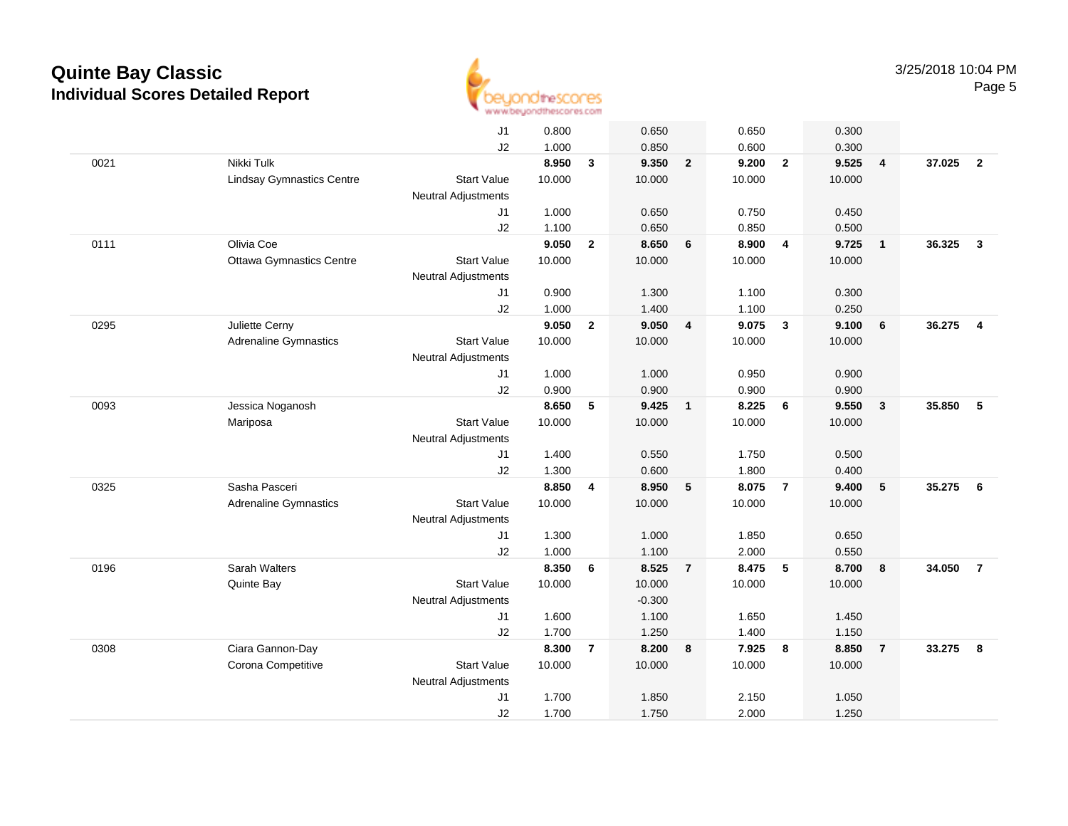# Quinte Bay Classic
## Individual Scores Detailed Report

3/25/2018 10:04 PM

| | | | | | | | | | | | | |
|---|---|---|---|---|---|---|---|---|---|---|---|---|
| | | J1 | 0.800 | | 0.650 | | 0.650 | | 0.300 | | | |
| | | J2 | 1.000 | | 0.850 | | 0.600 | | 0.300 | | | |
| 0021 | Nikki Tulk | | **8.950** | **3** | **9.350** | **2** | **9.200** | **2** | **9.525** | **4** | **37.025** | **2** |
| | Lindsay Gymnastics Centre | Start Value | 10.000 | | 10.000 | | 10.000 | | 10.000 | | | |
| | | Neutral Adjustments | | | | | | | | | | |
| | | J1 | 1.000 | | 0.650 | | 0.750 | | 0.450 | | | |
| | | J2 | 1.100 | | 0.650 | | 0.850 | | 0.500 | | | |
| 0111 | Olivia Coe | | **9.050** | **2** | **8.650** | **6** | **8.900** | **4** | **9.725** | **1** | **36.325** | **3** |
| | Ottawa Gymnastics Centre | Start Value | 10.000 | | 10.000 | | 10.000 | | 10.000 | | | |
| | | Neutral Adjustments | | | | | | | | | | |
| | | J1 | 0.900 | | 1.300 | | 1.100 | | 0.300 | | | |
| | | J2 | 1.000 | | 1.400 | | 1.100 | | 0.250 | | | |
| 0295 | Juliette Cerny | | **9.050** | **2** | **9.050** | **4** | **9.075** | **3** | **9.100** | **6** | **36.275** | **4** |
| | Adrenaline Gymnastics | Start Value | 10.000 | | 10.000 | | 10.000 | | 10.000 | | | |
| | | Neutral Adjustments | | | | | | | | | | |
| | | J1 | 1.000 | | 1.000 | | 0.950 | | 0.900 | | | |
| | | J2 | 0.900 | | 0.900 | | 0.900 | | 0.900 | | | |
| 0093 | Jessica Noganosh | | **8.650** | **5** | **9.425** | **1** | **8.225** | **6** | **9.550** | **3** | **35.850** | **5** |
| | Mariposa | Start Value | 10.000 | | 10.000 | | 10.000 | | 10.000 | | | |
| | | Neutral Adjustments | | | | | | | | | | |
| | | J1 | 1.400 | | 0.550 | | 1.750 | | 0.500 | | | |
| | | J2 | 1.300 | | 0.600 | | 1.800 | | 0.400 | | | |
| 0325 | Sasha Pasceri | | **8.850** | **4** | **8.950** | **5** | **8.075** | **7** | **9.400** | **5** | **35.275** | **6** |
| | Adrenaline Gymnastics | Start Value | 10.000 | | 10.000 | | 10.000 | | 10.000 | | | |
| | | Neutral Adjustments | | | | | | | | | | |
| | | J1 | 1.300 | | 1.000 | | 1.850 | | 0.650 | | | |
| | | J2 | 1.000 | | 1.100 | | 2.000 | | 0.550 | | | |
| 0196 | Sarah Walters | | **8.350** | **6** | **8.525** | **7** | **8.475** | **5** | **8.700** | **8** | **34.050** | **7** |
| | Quinte Bay | Start Value | 10.000 | | 10.000 | | 10.000 | | 10.000 | | | |
| | | Neutral Adjustments | | | -0.300 | | | | | | | |
| | | J1 | 1.600 | | 1.100 | | 1.650 | | 1.450 | | | |
| | | J2 | 1.700 | | 1.250 | | 1.400 | | 1.150 | | | |
| 0308 | Ciara Gannon-Day | | **8.300** | **7** | **8.200** | **8** | **7.925** | **8** | **8.850** | **7** | **33.275** | **8** |
| | Corona Competitive | Start Value | 10.000 | | 10.000 | | 10.000 | | 10.000 | | | |
| | | Neutral Adjustments | | | | | | | | | | |
| | | J1 | 1.700 | | 1.850 | | 2.150 | | 1.050 | | | |
| | | J2 | 1.700 | | 1.750 | | 2.000 | | 1.250 | | | |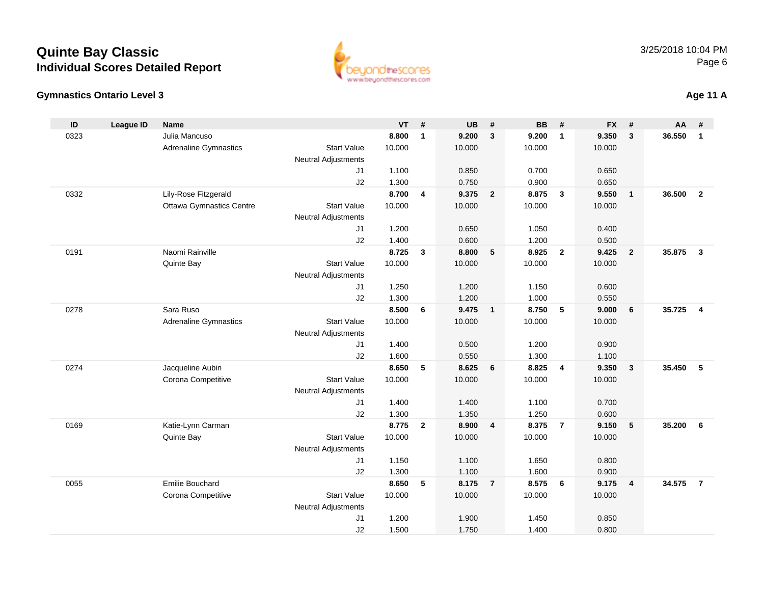# Quinte Bay Classic

## Individual Scores Detailed Report

3/25/2018 10:04 PM

### Gymnastics Ontario Level 3

**Age 11 A**

| ID | League ID | Name | | VT | # | UB | # | BB | # | FX | # | AA | # |
|---|---|---|---|---|---|---|---|---|---|---|---|---|---|
| 0323 | | Julia Mancuso | | **8.800** | **1** | **9.200** | **3** | **9.200** | **1** | **9.350** | **3** | **36.550** | **1** |
| | | Adrenaline Gymnastics | Start Value | 10.000 | | 10.000 | | 10.000 | | 10.000 | | | |
| | | | Neutral Adjustments | | | | | | | | | | |
| | | | J1 | 1.100 | | 0.850 | | 0.700 | | 0.650 | | | |
| | | | J2 | 1.300 | | 0.750 | | 0.900 | | 0.650 | | | |
| 0332 | | Lily-Rose Fitzgerald | | **8.700** | **4** | **9.375** | **2** | **8.875** | **3** | **9.550** | **1** | **36.500** | **2** |
| | | Ottawa Gymnastics Centre | Start Value | 10.000 | | 10.000 | | 10.000 | | 10.000 | | | |
| | | | Neutral Adjustments | | | | | | | | | | |
| | | | J1 | 1.200 | | 0.650 | | 1.050 | | 0.400 | | | |
| | | | J2 | 1.400 | | 0.600 | | 1.200 | | 0.500 | | | |
| 0191 | | Naomi Rainville | | **8.725** | **3** | **8.800** | **5** | **8.925** | **2** | **9.425** | **2** | **35.875** | **3** |
| | | Quinte Bay | Start Value | 10.000 | | 10.000 | | 10.000 | | 10.000 | | | |
| | | | Neutral Adjustments | | | | | | | | | | |
| | | | J1 | 1.250 | | 1.200 | | 1.150 | | 0.600 | | | |
| | | | J2 | 1.300 | | 1.200 | | 1.000 | | 0.550 | | | |
| 0278 | | Sara Ruso | | **8.500** | **6** | **9.475** | **1** | **8.750** | **5** | **9.000** | **6** | **35.725** | **4** |
| | | Adrenaline Gymnastics | Start Value | 10.000 | | 10.000 | | 10.000 | | 10.000 | | | |
| | | | Neutral Adjustments | | | | | | | | | | |
| | | | J1 | 1.400 | | 0.500 | | 1.200 | | 0.900 | | | |
| | | | J2 | 1.600 | | 0.550 | | 1.300 | | 1.100 | | | |
| 0274 | | Jacqueline Aubin | | **8.650** | **5** | **8.625** | **6** | **8.825** | **4** | **9.350** | **3** | **35.450** | **5** |
| | | Corona Competitive | Start Value | 10.000 | | 10.000 | | 10.000 | | 10.000 | | | |
| | | | Neutral Adjustments | | | | | | | | | | |
| | | | J1 | 1.400 | | 1.400 | | 1.100 | | 0.700 | | | |
| | | | J2 | 1.300 | | 1.350 | | 1.250 | | 0.600 | | | |
| 0169 | | Katie-Lynn Carman | | **8.775** | **2** | **8.900** | **4** | **8.375** | **7** | **9.150** | **5** | **35.200** | **6** |
| | | Quinte Bay | Start Value | 10.000 | | 10.000 | | 10.000 | | 10.000 | | | |
| | | | Neutral Adjustments | | | | | | | | | | |
| | | | J1 | 1.150 | | 1.100 | | 1.650 | | 0.800 | | | |
| | | | J2 | 1.300 | | 1.100 | | 1.600 | | 0.900 | | | |
| 0055 | | Emilie Bouchard | | **8.650** | **5** | **8.175** | **7** | **8.575** | **6** | **9.175** | **4** | **34.575** | **7** |
| | | Corona Competitive | Start Value | 10.000 | | 10.000 | | 10.000 | | 10.000 | | | |
| | | | Neutral Adjustments | | | | | | | | | | |
| | | | J1 | 1.200 | | 1.900 | | 1.450 | | 0.850 | | | |
| | | | J2 | 1.500 | | 1.750 | | 1.400 | | 0.800 | | | |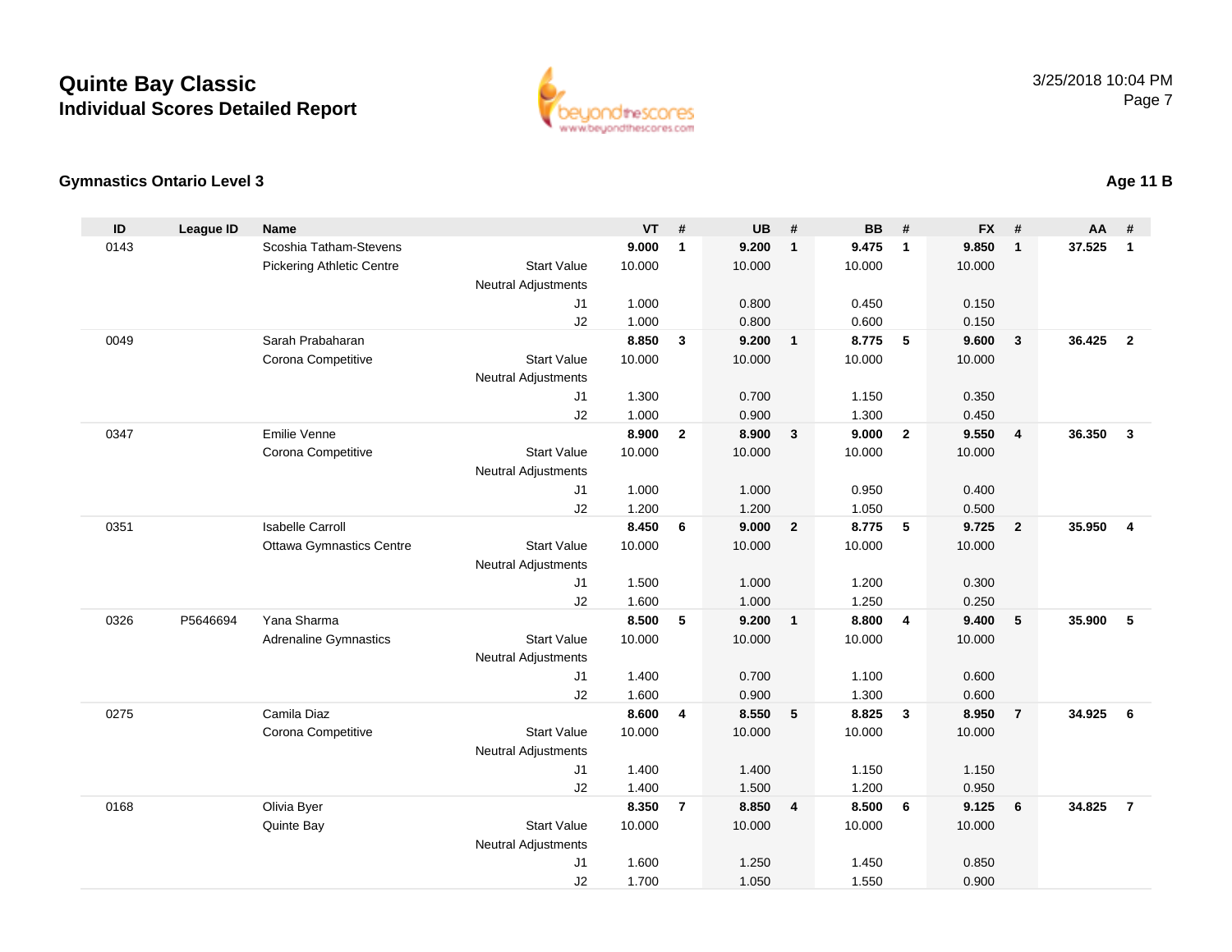# Quinte Bay Classic
## Individual Scores Detailed Report

3/25/2018 10:04 PM

### Gymnastics Ontario Level 3

**Age 11 B**

| ID | League ID | Name | | VT | # | UB | # | BB | # | FX | # | AA | # |
|---|---|---|---|---|---|---|---|---|---|---|---|---|---|
| 0143 | | Scoshia Tatham-Stevens | | **9.000** | **1** | **9.200** | **1** | **9.475** | **1** | **9.850** | **1** | **37.525** | **1** |
| | | Pickering Athletic Centre | Start Value | 10.000 | | 10.000 | | 10.000 | | 10.000 | | | |
| | | | Neutral Adjustments | | | | | | | | | | |
| | | | J1 | 1.000 | | 0.800 | | 0.450 | | 0.150 | | | |
| | | | J2 | 1.000 | | 0.800 | | 0.600 | | 0.150 | | | |
| 0049 | | Sarah Prabaharan | | **8.850** | **3** | **9.200** | **1** | **8.775** | **5** | **9.600** | **3** | **36.425** | **2** |
| | | Corona Competitive | Start Value | 10.000 | | 10.000 | | 10.000 | | 10.000 | | | |
| | | | Neutral Adjustments | | | | | | | | | | |
| | | | J1 | 1.300 | | 0.700 | | 1.150 | | 0.350 | | | |
| | | | J2 | 1.000 | | 0.900 | | 1.300 | | 0.450 | | | |
| 0347 | | Emilie Venne | | **8.900** | **2** | **8.900** | **3** | **9.000** | **2** | **9.550** | **4** | **36.350** | **3** |
| | | Corona Competitive | Start Value | 10.000 | | 10.000 | | 10.000 | | 10.000 | | | |
| | | | Neutral Adjustments | | | | | | | | | | |
| | | | J1 | 1.000 | | 1.000 | | 0.950 | | 0.400 | | | |
| | | | J2 | 1.200 | | 1.200 | | 1.050 | | 0.500 | | | |
| 0351 | | Isabelle Carroll | | **8.450** | **6** | **9.000** | **2** | **8.775** | **5** | **9.725** | **2** | **35.950** | **4** |
| | | Ottawa Gymnastics Centre | Start Value | 10.000 | | 10.000 | | 10.000 | | 10.000 | | | |
| | | | Neutral Adjustments | | | | | | | | | | |
| | | | J1 | 1.500 | | 1.000 | | 1.200 | | 0.300 | | | |
| | | | J2 | 1.600 | | 1.000 | | 1.250 | | 0.250 | | | |
| 0326 | P5646694 | Yana Sharma | | **8.500** | **5** | **9.200** | **1** | **8.800** | **4** | **9.400** | **5** | **35.900** | **5** |
| | | Adrenaline Gymnastics | Start Value | 10.000 | | 10.000 | | 10.000 | | 10.000 | | | |
| | | | Neutral Adjustments | | | | | | | | | | |
| | | | J1 | 1.400 | | 0.700 | | 1.100 | | 0.600 | | | |
| | | | J2 | 1.600 | | 0.900 | | 1.300 | | 0.600 | | | |
| 0275 | | Camila Diaz | | **8.600** | **4** | **8.550** | **5** | **8.825** | **3** | **8.950** | **7** | **34.925** | **6** |
| | | Corona Competitive | Start Value | 10.000 | | 10.000 | | 10.000 | | 10.000 | | | |
| | | | Neutral Adjustments | | | | | | | | | | |
| | | | J1 | 1.400 | | 1.400 | | 1.150 | | 1.150 | | | |
| | | | J2 | 1.400 | | 1.500 | | 1.200 | | 0.950 | | | |
| 0168 | | Olivia Byer | | **8.350** | **7** | **8.850** | **4** | **8.500** | **6** | **9.125** | **6** | **34.825** | **7** |
| | | Quinte Bay | Start Value | 10.000 | | 10.000 | | 10.000 | | 10.000 | | | |
| | | | Neutral Adjustments | | | | | | | | | | |
| | | | J1 | 1.600 | | 1.250 | | 1.450 | | 0.850 | | | |
| | | | J2 | 1.700 | | 1.050 | | 1.550 | | 0.900 | | | |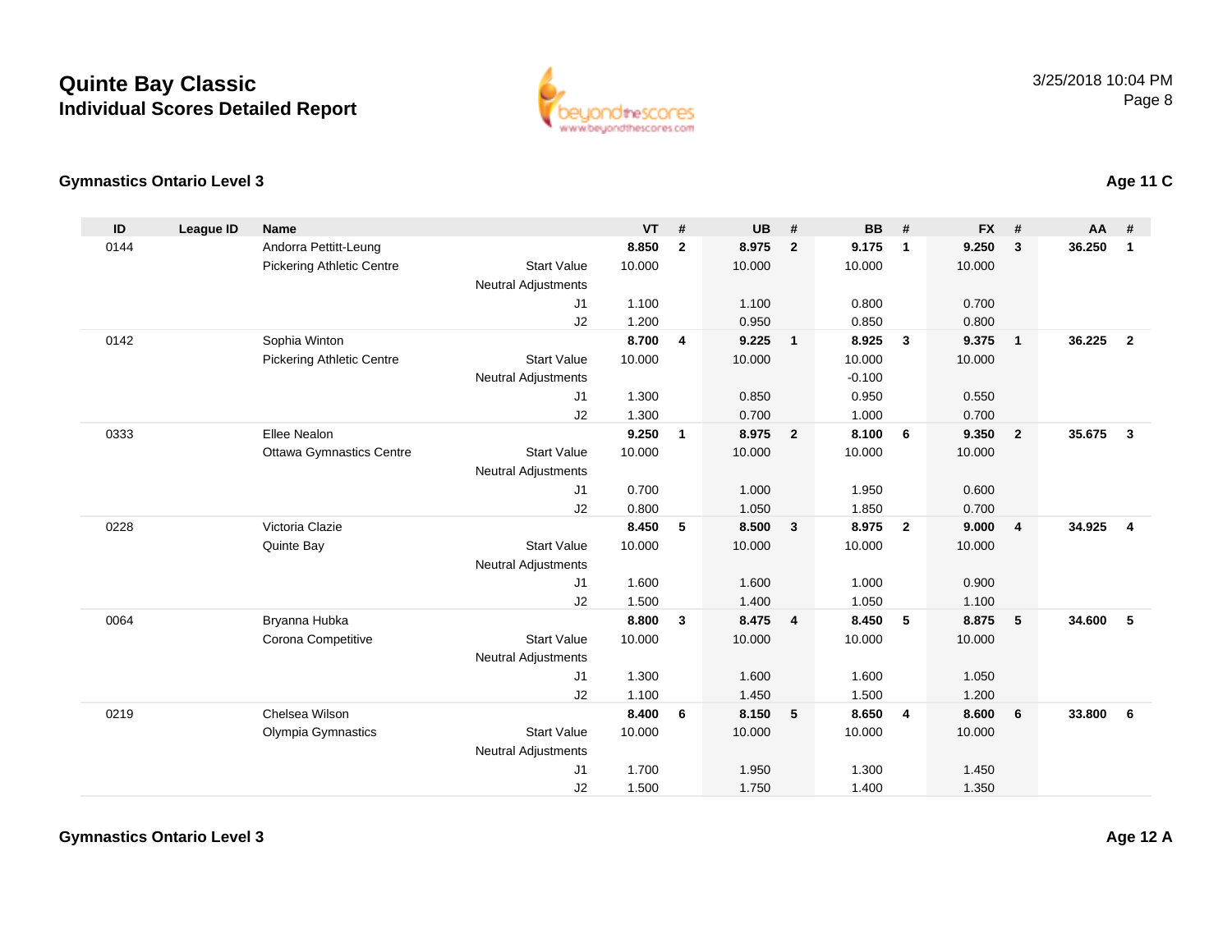# Quinte Bay Classic
## Individual Scores Detailed Report

3/25/2018 10:04 PM

### Gymnastics Ontario Level 3

**Age 11 C**

| ID | League ID | Name | | VT | # | UB | # | BB | # | FX | # | AA | # |
|---|---|---|---|---|---|---|---|---|---|---|---|---|---|
| 0144 | | Andorra Pettitt-Leung | | **8.850** | **2** | **8.975** | **2** | **9.175** | **1** | **9.250** | **3** | **36.250** | **1** |
| | | Pickering Athletic Centre | Start Value | 10.000 | | 10.000 | | 10.000 | | 10.000 | | | |
| | | | Neutral Adjustments | | | | | | | | | | |
| | | | J1 | 1.100 | | 1.100 | | 0.800 | | 0.700 | | | |
| | | | J2 | 1.200 | | 0.950 | | 0.850 | | 0.800 | | | |
| 0142 | | Sophia Winton | | **8.700** | **4** | **9.225** | **1** | **8.925** | **3** | **9.375** | **1** | **36.225** | **2** |
| | | Pickering Athletic Centre | Start Value | 10.000 | | 10.000 | | 10.000 | | 10.000 | | | |
| | | | Neutral Adjustments | | | | | -0.100 | | | | | |
| | | | J1 | 1.300 | | 0.850 | | 0.950 | | 0.550 | | | |
| | | | J2 | 1.300 | | 0.700 | | 1.000 | | 0.700 | | | |
| 0333 | | Ellee Nealon | | **9.250** | **1** | **8.975** | **2** | **8.100** | **6** | **9.350** | **2** | **35.675** | **3** |
| | | Ottawa Gymnastics Centre | Start Value | 10.000 | | 10.000 | | 10.000 | | 10.000 | | | |
| | | | Neutral Adjustments | | | | | | | | | | |
| | | | J1 | 0.700 | | 1.000 | | 1.950 | | 0.600 | | | |
| | | | J2 | 0.800 | | 1.050 | | 1.850 | | 0.700 | | | |
| 0228 | | Victoria Clazie | | **8.450** | **5** | **8.500** | **3** | **8.975** | **2** | **9.000** | **4** | **34.925** | **4** |
| | | Quinte Bay | Start Value | 10.000 | | 10.000 | | 10.000 | | 10.000 | | | |
| | | | Neutral Adjustments | | | | | | | | | | |
| | | | J1 | 1.600 | | 1.600 | | 1.000 | | 0.900 | | | |
| | | | J2 | 1.500 | | 1.400 | | 1.050 | | 1.100 | | | |
| 0064 | | Bryanna Hubka | | **8.800** | **3** | **8.475** | **4** | **8.450** | **5** | **8.875** | **5** | **34.600** | **5** |
| | | Corona Competitive | Start Value | 10.000 | | 10.000 | | 10.000 | | 10.000 | | | |
| | | | Neutral Adjustments | | | | | | | | | | |
| | | | J1 | 1.300 | | 1.600 | | 1.600 | | 1.050 | | | |
| | | | J2 | 1.100 | | 1.450 | | 1.500 | | 1.200 | | | |
| 0219 | | Chelsea Wilson | | **8.400** | **6** | **8.150** | **5** | **8.650** | **4** | **8.600** | **6** | **33.800** | **6** |
| | | Olympia Gymnastics | Start Value | 10.000 | | 10.000 | | 10.000 | | 10.000 | | | |
| | | | Neutral Adjustments | | | | | | | | | | |
| | | | J1 | 1.700 | | 1.950 | | 1.300 | | 1.450 | | | |
| | | | J2 | 1.500 | | 1.750 | | 1.400 | | 1.350 | | | |

### Gymnastics Ontario Level 3

**Age 12 A**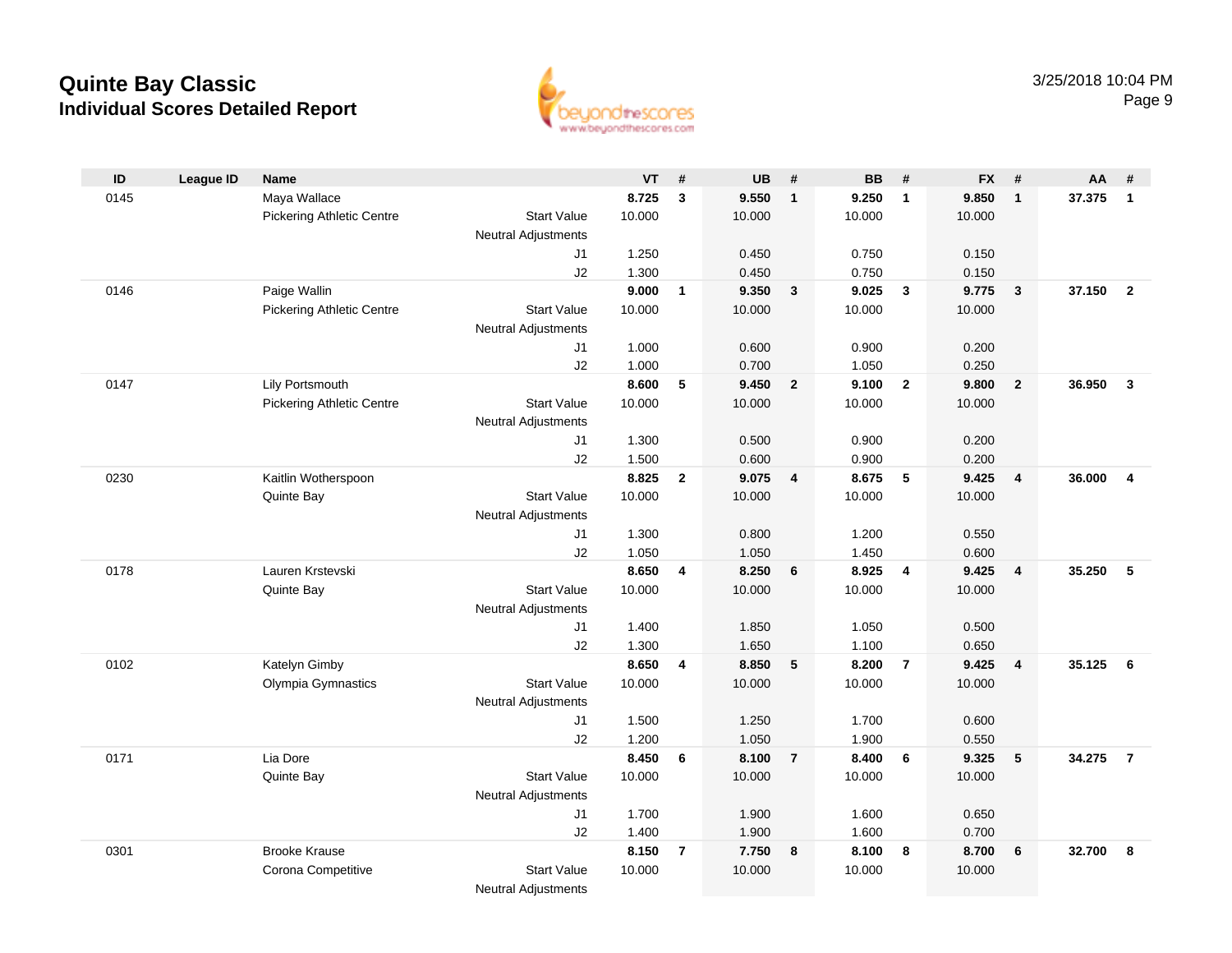# Quinte Bay Classic
## Individual Scores Detailed Report

3/25/2018 10:04 PM

| ID | League ID | Name | | VT | # | UB | # | BB | # | FX | # | AA | # |
|---|---|---|---|---|---|---|---|---|---|---|---|---|---|
| 0145 | | Maya Wallace | | **8.725** | **3** | **9.550** | **1** | **9.250** | **1** | **9.850** | **1** | **37.375** | **1** |
| | | Pickering Athletic Centre | Start Value | 10.000 | | 10.000 | | 10.000 | | 10.000 | | | |
| | | | Neutral Adjustments | | | | | | | | | | |
| | | | J1 | 1.250 | | 0.450 | | 0.750 | | 0.150 | | | |
| | | | J2 | 1.300 | | 0.450 | | 0.750 | | 0.150 | | | |
| 0146 | | Paige Wallin | | **9.000** | **1** | **9.350** | **3** | **9.025** | **3** | **9.775** | **3** | **37.150** | **2** |
| | | Pickering Athletic Centre | Start Value | 10.000 | | 10.000 | | 10.000 | | 10.000 | | | |
| | | | Neutral Adjustments | | | | | | | | | | |
| | | | J1 | 1.000 | | 0.600 | | 0.900 | | 0.200 | | | |
| | | | J2 | 1.000 | | 0.700 | | 1.050 | | 0.250 | | | |
| 0147 | | Lily Portsmouth | | **8.600** | **5** | **9.450** | **2** | **9.100** | **2** | **9.800** | **2** | **36.950** | **3** |
| | | Pickering Athletic Centre | Start Value | 10.000 | | 10.000 | | 10.000 | | 10.000 | | | |
| | | | Neutral Adjustments | | | | | | | | | | |
| | | | J1 | 1.300 | | 0.500 | | 0.900 | | 0.200 | | | |
| | | | J2 | 1.500 | | 0.600 | | 0.900 | | 0.200 | | | |
| 0230 | | Kaitlin Wotherspoon | | **8.825** | **2** | **9.075** | **4** | **8.675** | **5** | **9.425** | **4** | **36.000** | **4** |
| | | Quinte Bay | Start Value | 10.000 | | 10.000 | | 10.000 | | 10.000 | | | |
| | | | Neutral Adjustments | | | | | | | | | | |
| | | | J1 | 1.300 | | 0.800 | | 1.200 | | 0.550 | | | |
| | | | J2 | 1.050 | | 1.050 | | 1.450 | | 0.600 | | | |
| 0178 | | Lauren Krstevski | | **8.650** | **4** | **8.250** | **6** | **8.925** | **4** | **9.425** | **4** | **35.250** | **5** |
| | | Quinte Bay | Start Value | 10.000 | | 10.000 | | 10.000 | | 10.000 | | | |
| | | | Neutral Adjustments | | | | | | | | | | |
| | | | J1 | 1.400 | | 1.850 | | 1.050 | | 0.500 | | | |
| | | | J2 | 1.300 | | 1.650 | | 1.100 | | 0.650 | | | |
| 0102 | | Katelyn Gimby | | **8.650** | **4** | **8.850** | **5** | **8.200** | **7** | **9.425** | **4** | **35.125** | **6** |
| | | Olympia Gymnastics | Start Value | 10.000 | | 10.000 | | 10.000 | | 10.000 | | | |
| | | | Neutral Adjustments | | | | | | | | | | |
| | | | J1 | 1.500 | | 1.250 | | 1.700 | | 0.600 | | | |
| | | | J2 | 1.200 | | 1.050 | | 1.900 | | 0.550 | | | |
| 0171 | | Lia Dore | | **8.450** | **6** | **8.100** | **7** | **8.400** | **6** | **9.325** | **5** | **34.275** | **7** |
| | | Quinte Bay | Start Value | 10.000 | | 10.000 | | 10.000 | | 10.000 | | | |
| | | | Neutral Adjustments | | | | | | | | | | |
| | | | J1 | 1.700 | | 1.900 | | 1.600 | | 0.650 | | | |
| | | | J2 | 1.400 | | 1.900 | | 1.600 | | 0.700 | | | |
| 0301 | | Brooke Krause | | **8.150** | **7** | **7.750** | **8** | **8.100** | **8** | **8.700** | **6** | **32.700** | **8** |
| | | Corona Competitive | Start Value | 10.000 | | 10.000 | | 10.000 | | 10.000 | | | |
| | | | Neutral Adjustments | | | | | | | | | | |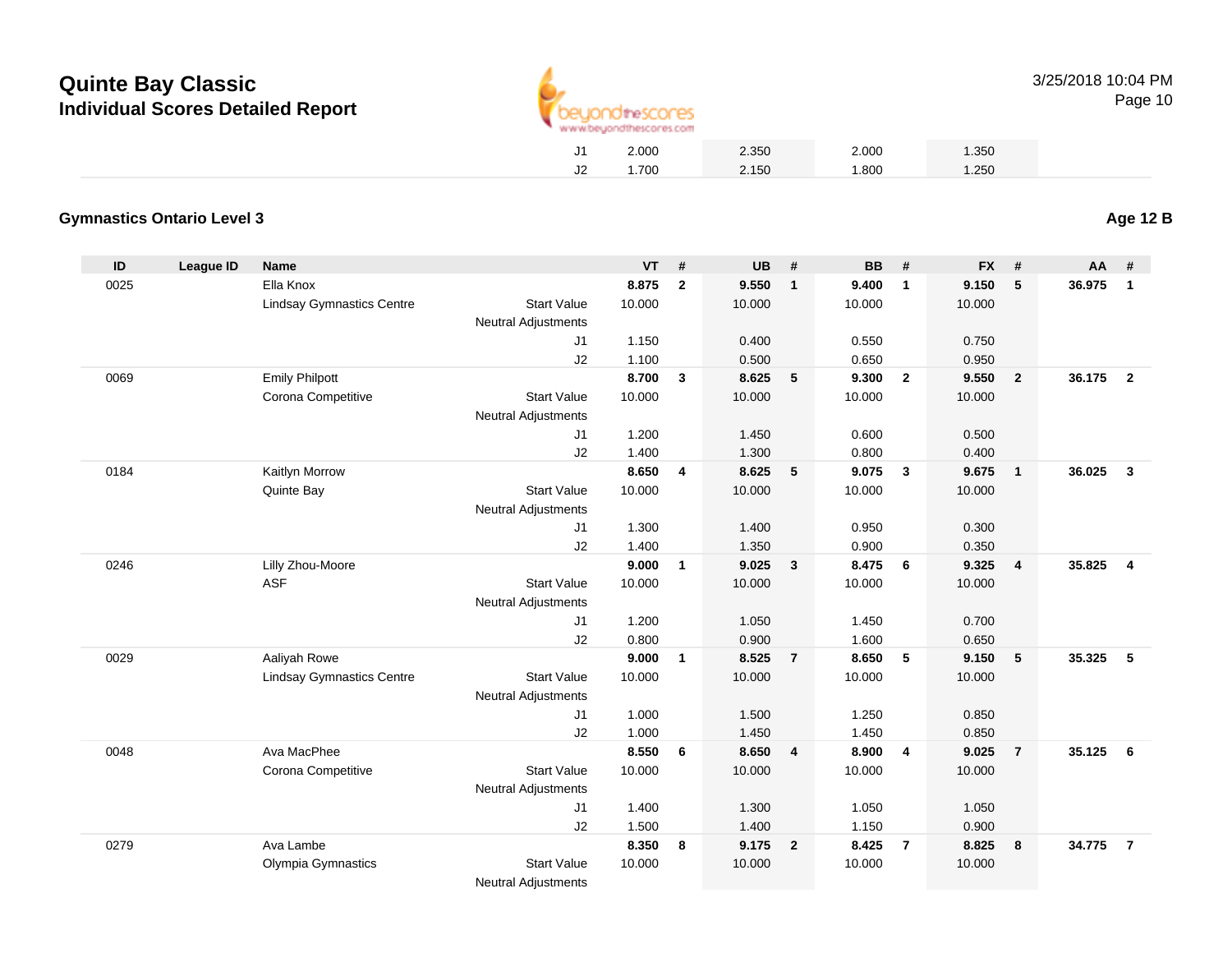| | | | | | | | | | |
|---|---|---|---|---|---|---|---|---|---|
| J1 | 2.000 | | 2.350 | | 2.000 | | 1.350 | | |
| J2 | 1.700 | | 2.150 | | 1.800 | | 1.250 | | |

### Gymnastics Ontario Level 3

**Age 12 B**

| ID | League ID | Name | | VT | # | UB | # | BB | # | FX | # | AA | # |
|---|---|---|---|---|---|---|---|---|---|---|---|---|---|
| 0025 | | Ella Knox | | **8.875** | **2** | **9.550** | **1** | **9.400** | **1** | **9.150** | **5** | **36.975** | **1** |
| | | Lindsay Gymnastics Centre | Start Value | 10.000 | | 10.000 | | 10.000 | | 10.000 | | | |
| | | | Neutral Adjustments | | | | | | | | | | |
| | | | J1 | 1.150 | | 0.400 | | 0.550 | | 0.750 | | | |
| | | | J2 | 1.100 | | 0.500 | | 0.650 | | 0.950 | | | |
| 0069 | | Emily Philpott | | **8.700** | **3** | **8.625** | **5** | **9.300** | **2** | **9.550** | **2** | **36.175** | **2** |
| | | Corona Competitive | Start Value | 10.000 | | 10.000 | | 10.000 | | 10.000 | | | |
| | | | Neutral Adjustments | | | | | | | | | | |
| | | | J1 | 1.200 | | 1.450 | | 0.600 | | 0.500 | | | |
| | | | J2 | 1.400 | | 1.300 | | 0.800 | | 0.400 | | | |
| 0184 | | Kaitlyn Morrow | | **8.650** | **4** | **8.625** | **5** | **9.075** | **3** | **9.675** | **1** | **36.025** | **3** |
| | | Quinte Bay | Start Value | 10.000 | | 10.000 | | 10.000 | | 10.000 | | | |
| | | | Neutral Adjustments | | | | | | | | | | |
| | | | J1 | 1.300 | | 1.400 | | 0.950 | | 0.300 | | | |
| | | | J2 | 1.400 | | 1.350 | | 0.900 | | 0.350 | | | |
| 0246 | | Lilly Zhou-Moore | | **9.000** | **1** | **9.025** | **3** | **8.475** | **6** | **9.325** | **4** | **35.825** | **4** |
| | | ASF | Start Value | 10.000 | | 10.000 | | 10.000 | | 10.000 | | | |
| | | | Neutral Adjustments | | | | | | | | | | |
| | | | J1 | 1.200 | | 1.050 | | 1.450 | | 0.700 | | | |
| | | | J2 | 0.800 | | 0.900 | | 1.600 | | 0.650 | | | |
| 0029 | | Aaliyah Rowe | | **9.000** | **1** | **8.525** | **7** | **8.650** | **5** | **9.150** | **5** | **35.325** | **5** |
| | | Lindsay Gymnastics Centre | Start Value | 10.000 | | 10.000 | | 10.000 | | 10.000 | | | |
| | | | Neutral Adjustments | | | | | | | | | | |
| | | | J1 | 1.000 | | 1.500 | | 1.250 | | 0.850 | | | |
| | | | J2 | 1.000 | | 1.450 | | 1.450 | | 0.850 | | | |
| 0048 | | Ava MacPhee | | **8.550** | **6** | **8.650** | **4** | **8.900** | **4** | **9.025** | **7** | **35.125** | **6** |
| | | Corona Competitive | Start Value | 10.000 | | 10.000 | | 10.000 | | 10.000 | | | |
| | | | Neutral Adjustments | | | | | | | | | | |
| | | | J1 | 1.400 | | 1.300 | | 1.050 | | 1.050 | | | |
| | | | J2 | 1.500 | | 1.400 | | 1.150 | | 0.900 | | | |
| 0279 | | Ava Lambe | | **8.350** | **8** | **9.175** | **2** | **8.425** | **7** | **8.825** | **8** | **34.775** | **7** |
| | | Olympia Gymnastics | Start Value | 10.000 | | 10.000 | | 10.000 | | 10.000 | | | |
| | | | Neutral Adjustments | | | | | | | | | | |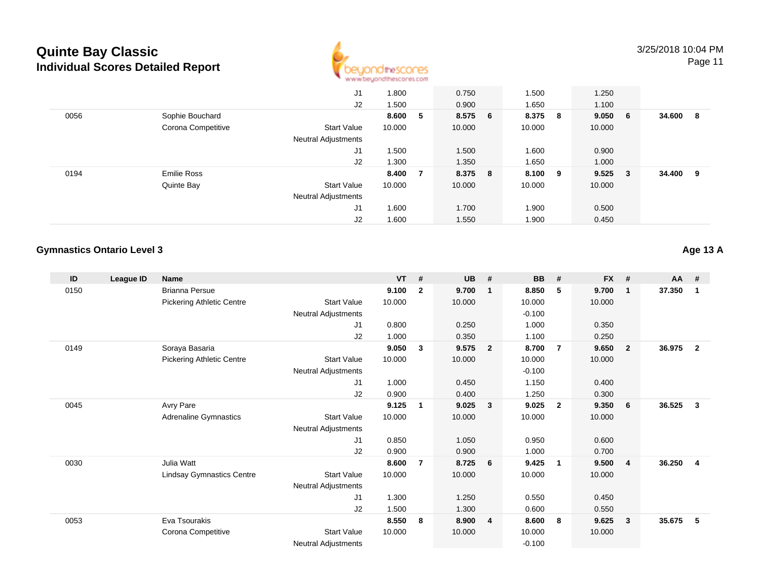# Quinte Bay Classic
## Individual Scores Detailed Report

3/25/2018 10:04 PM

| ID | League ID | Name | | VT | # | UB | # | BB | # | FX | # | AA | # |
|---|---|---|---|---|---|---|---|---|---|---|---|---|---|
| | | | J1 | 1.800 | | 0.750 | | 1.500 | | 1.250 | | | |
| | | | J2 | 1.500 | | 0.900 | | 1.650 | | 1.100 | | | |
| 0056 | | Sophie Bouchard | | **8.600** | **5** | **8.575** | **6** | **8.375** | **8** | **9.050** | **6** | **34.600** | **8** |
| | | Corona Competitive | Start Value | 10.000 | | 10.000 | | 10.000 | | 10.000 | | | |
| | | | Neutral Adjustments | | | | | | | | | | |
| | | | J1 | 1.500 | | 1.500 | | 1.600 | | 0.900 | | | |
| | | | J2 | 1.300 | | 1.350 | | 1.650 | | 1.000 | | | |
| 0194 | | Emilie Ross | | **8.400** | **7** | **8.375** | **8** | **8.100** | **9** | **9.525** | **3** | **34.400** | **9** |
| | | Quinte Bay | Start Value | 10.000 | | 10.000 | | 10.000 | | 10.000 | | | |
| | | | Neutral Adjustments | | | | | | | | | | |
| | | | J1 | 1.600 | | 1.700 | | 1.900 | | 0.500 | | | |
| | | | J2 | 1.600 | | 1.550 | | 1.900 | | 0.450 | | | |

### Gymnastics Ontario Level 3

**Age 13 A**

| ID | League ID | Name | | VT | # | UB | # | BB | # | FX | # | AA | # |
|---|---|---|---|---|---|---|---|---|---|---|---|---|---|
| 0150 | | Brianna Persue | | **9.100** | **2** | **9.700** | **1** | **8.850** | **5** | **9.700** | **1** | **37.350** | **1** |
| | | Pickering Athletic Centre | Start Value | 10.000 | | 10.000 | | 10.000 | | 10.000 | | | |
| | | | Neutral Adjustments | | | | | -0.100 | | | | | |
| | | | J1 | 0.800 | | 0.250 | | 1.000 | | 0.350 | | | |
| | | | J2 | 1.000 | | 0.350 | | 1.100 | | 0.250 | | | |
| 0149 | | Soraya Basaria | | **9.050** | **3** | **9.575** | **2** | **8.700** | **7** | **9.650** | **2** | **36.975** | **2** |
| | | Pickering Athletic Centre | Start Value | 10.000 | | 10.000 | | 10.000 | | 10.000 | | | |
| | | | Neutral Adjustments | | | | | -0.100 | | | | | |
| | | | J1 | 1.000 | | 0.450 | | 1.150 | | 0.400 | | | |
| | | | J2 | 0.900 | | 0.400 | | 1.250 | | 0.300 | | | |
| 0045 | | Avry Pare | | **9.125** | **1** | **9.025** | **3** | **9.025** | **2** | **9.350** | **6** | **36.525** | **3** |
| | | Adrenaline Gymnastics | Start Value | 10.000 | | 10.000 | | 10.000 | | 10.000 | | | |
| | | | Neutral Adjustments | | | | | | | | | | |
| | | | J1 | 0.850 | | 1.050 | | 0.950 | | 0.600 | | | |
| | | | J2 | 0.900 | | 0.900 | | 1.000 | | 0.700 | | | |
| 0030 | | Julia Watt | | **8.600** | **7** | **8.725** | **6** | **9.425** | **1** | **9.500** | **4** | **36.250** | **4** |
| | | Lindsay Gymnastics Centre | Start Value | 10.000 | | 10.000 | | 10.000 | | 10.000 | | | |
| | | | Neutral Adjustments | | | | | | | | | | |
| | | | J1 | 1.300 | | 1.250 | | 0.550 | | 0.450 | | | |
| | | | J2 | 1.500 | | 1.300 | | 0.600 | | 0.550 | | | |
| 0053 | | Eva Tsourakis | | **8.550** | **8** | **8.900** | **4** | **8.600** | **8** | **9.625** | **3** | **35.675** | **5** |
| | | Corona Competitive | Start Value | 10.000 | | 10.000 | | 10.000 | | 10.000 | | | |
| | | | Neutral Adjustments | | | | | -0.100 | | | | | |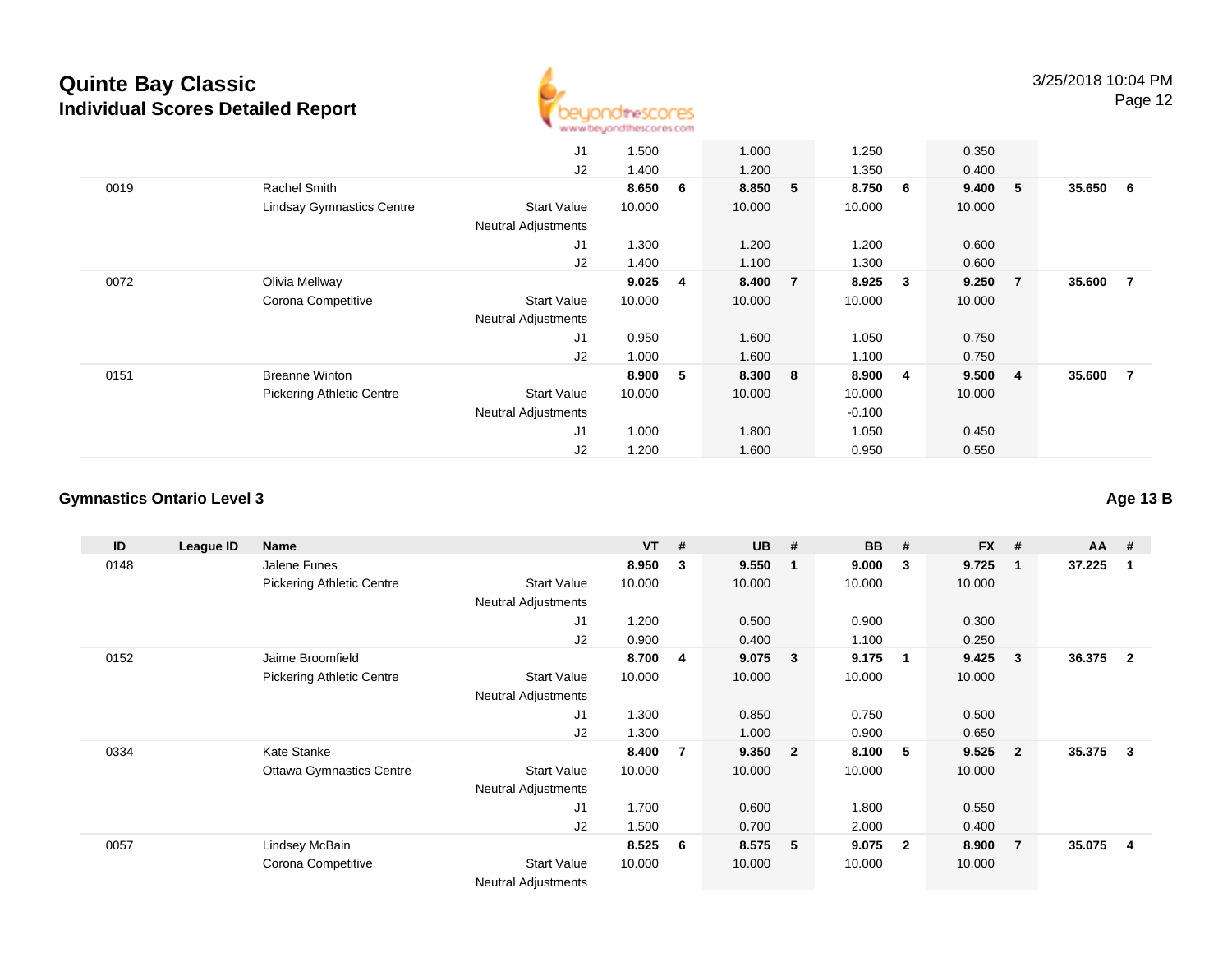| ID | League ID | Name | | VT | # | UB | # | BB | # | FX | # | AA | # |
|---|---|---|---|---|---|---|---|---|---|---|---|---|---|
| | | | J1 | 1.500 | | 1.000 | | 1.250 | | 0.350 | | | |
| | | | J2 | 1.400 | | 1.200 | | 1.350 | | 0.400 | | | |
| 0019 | | Rachel Smith | | **8.650** | **6** | **8.850** | **5** | **8.750** | **6** | **9.400** | **5** | **35.650** | **6** |
| | | Lindsay Gymnastics Centre | Start Value | 10.000 | | 10.000 | | 10.000 | | 10.000 | | | |
| | | | Neutral Adjustments | | | | | | | | | | |
| | | | J1 | 1.300 | | 1.200 | | 1.200 | | 0.600 | | | |
| | | | J2 | 1.400 | | 1.100 | | 1.300 | | 0.600 | | | |
| 0072 | | Olivia Mellway | | **9.025** | **4** | **8.400** | **7** | **8.925** | **3** | **9.250** | **7** | **35.600** | **7** |
| | | Corona Competitive | Start Value | 10.000 | | 10.000 | | 10.000 | | 10.000 | | | |
| | | | Neutral Adjustments | | | | | | | | | | |
| | | | J1 | 0.950 | | 1.600 | | 1.050 | | 0.750 | | | |
| | | | J2 | 1.000 | | 1.600 | | 1.100 | | 0.750 | | | |
| 0151 | | Breanne Winton | | **8.900** | **5** | **8.300** | **8** | **8.900** | **4** | **9.500** | **4** | **35.600** | **7** |
| | | Pickering Athletic Centre | Start Value | 10.000 | | 10.000 | | 10.000 | | 10.000 | | | |
| | | | Neutral Adjustments | | | | | -0.100 | | | | | |
| | | | J1 | 1.000 | | 1.800 | | 1.050 | | 0.450 | | | |
| | | | J2 | 1.200 | | 1.600 | | 0.950 | | 0.550 | | | |

## Gymnastics Ontario Level 3

**Age 13 B**

| ID | League ID | Name | | VT | # | UB | # | BB | # | FX | # | AA | # |
|---|---|---|---|---|---|---|---|---|---|---|---|---|---|
| 0148 | | Jalene Funes | | **8.950** | **3** | **9.550** | **1** | **9.000** | **3** | **9.725** | **1** | **37.225** | **1** |
| | | Pickering Athletic Centre | Start Value | 10.000 | | 10.000 | | 10.000 | | 10.000 | | | |
| | | | Neutral Adjustments | | | | | | | | | | |
| | | | J1 | 1.200 | | 0.500 | | 0.900 | | 0.300 | | | |
| | | | J2 | 0.900 | | 0.400 | | 1.100 | | 0.250 | | | |
| 0152 | | Jaime Broomfield | | **8.700** | **4** | **9.075** | **3** | **9.175** | **1** | **9.425** | **3** | **36.375** | **2** |
| | | Pickering Athletic Centre | Start Value | 10.000 | | 10.000 | | 10.000 | | 10.000 | | | |
| | | | Neutral Adjustments | | | | | | | | | | |
| | | | J1 | 1.300 | | 0.850 | | 0.750 | | 0.500 | | | |
| | | | J2 | 1.300 | | 1.000 | | 0.900 | | 0.650 | | | |
| 0334 | | Kate Stanke | | **8.400** | **7** | **9.350** | **2** | **8.100** | **5** | **9.525** | **2** | **35.375** | **3** |
| | | Ottawa Gymnastics Centre | Start Value | 10.000 | | 10.000 | | 10.000 | | 10.000 | | | |
| | | | Neutral Adjustments | | | | | | | | | | |
| | | | J1 | 1.700 | | 0.600 | | 1.800 | | 0.550 | | | |
| | | | J2 | 1.500 | | 0.700 | | 2.000 | | 0.400 | | | |
| 0057 | | Lindsey McBain | | **8.525** | **6** | **8.575** | **5** | **9.075** | **2** | **8.900** | **7** | **35.075** | **4** |
| | | Corona Competitive | Start Value | 10.000 | | 10.000 | | 10.000 | | 10.000 | | | |
| | | | Neutral Adjustments | | | | | | | | | | |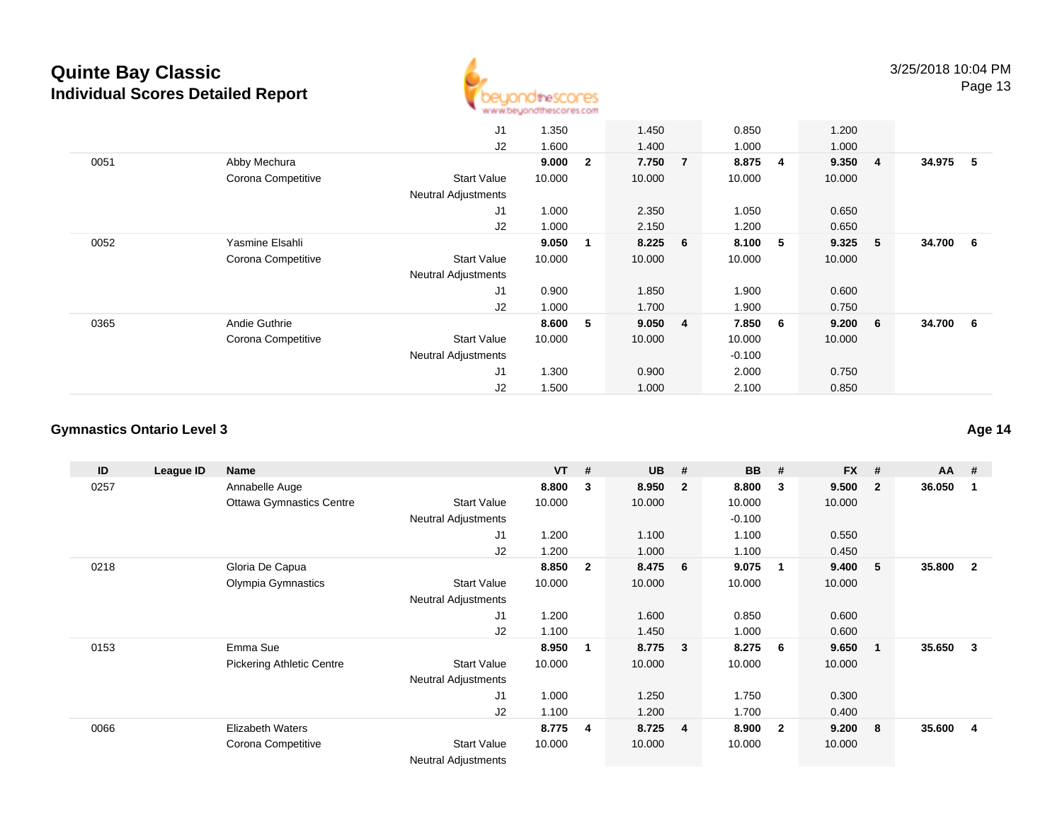# Quinte Bay Classic
## Individual Scores Detailed Report

| ID | League ID | Name | | VT | # | UB | # | BB | # | FX | # | AA | # |
|---|---|---|---|---|---|---|---|---|---|---|---|---|---|
| | | | J1 | 1.350 | | 1.450 | | 0.850 | | 1.200 | | | |
| | | | J2 | 1.600 | | 1.400 | | 1.000 | | 1.000 | | | |
| 0051 | | Abby Mechura | | **9.000** | **2** | **7.750** | **7** | **8.875** | **4** | **9.350** | **4** | **34.975** | **5** |
| | | Corona Competitive | Start Value | 10.000 | | 10.000 | | 10.000 | | 10.000 | | | |
| | | | Neutral Adjustments | | | | | | | | | | |
| | | | J1 | 1.000 | | 2.350 | | 1.050 | | 0.650 | | | |
| | | | J2 | 1.000 | | 2.150 | | 1.200 | | 0.650 | | | |
| 0052 | | Yasmine Elsahli | | **9.050** | **1** | **8.225** | **6** | **8.100** | **5** | **9.325** | **5** | **34.700** | **6** |
| | | Corona Competitive | Start Value | 10.000 | | 10.000 | | 10.000 | | 10.000 | | | |
| | | | Neutral Adjustments | | | | | | | | | | |
| | | | J1 | 0.900 | | 1.850 | | 1.900 | | 0.600 | | | |
| | | | J2 | 1.000 | | 1.700 | | 1.900 | | 0.750 | | | |
| 0365 | | Andie Guthrie | | **8.600** | **5** | **9.050** | **4** | **7.850** | **6** | **9.200** | **6** | **34.700** | **6** |
| | | Corona Competitive | Start Value | 10.000 | | 10.000 | | 10.000 | | 10.000 | | | |
| | | | Neutral Adjustments | | | | | -0.100 | | | | | |
| | | | J1 | 1.300 | | 0.900 | | 2.000 | | 0.750 | | | |
| | | | J2 | 1.500 | | 1.000 | | 2.100 | | 0.850 | | | |

### Gymnastics Ontario Level 3

**Age 14**

| ID | League ID | Name | | VT | # | UB | # | BB | # | FX | # | AA | # |
|---|---|---|---|---|---|---|---|---|---|---|---|---|---|
| 0257 | | Annabelle Auge | | **8.800** | **3** | **8.950** | **2** | **8.800** | **3** | **9.500** | **2** | **36.050** | **1** |
| | | Ottawa Gymnastics Centre | Start Value | 10.000 | | 10.000 | | 10.000 | | 10.000 | | | |
| | | | Neutral Adjustments | | | | | -0.100 | | | | | |
| | | | J1 | 1.200 | | 1.100 | | 1.100 | | 0.550 | | | |
| | | | J2 | 1.200 | | 1.000 | | 1.100 | | 0.450 | | | |
| 0218 | | Gloria De Capua | | **8.850** | **2** | **8.475** | **6** | **9.075** | **1** | **9.400** | **5** | **35.800** | **2** |
| | | Olympia Gymnastics | Start Value | 10.000 | | 10.000 | | 10.000 | | 10.000 | | | |
| | | | Neutral Adjustments | | | | | | | | | | |
| | | | J1 | 1.200 | | 1.600 | | 0.850 | | 0.600 | | | |
| | | | J2 | 1.100 | | 1.450 | | 1.000 | | 0.600 | | | |
| 0153 | | Emma Sue | | **8.950** | **1** | **8.775** | **3** | **8.275** | **6** | **9.650** | **1** | **35.650** | **3** |
| | | Pickering Athletic Centre | Start Value | 10.000 | | 10.000 | | 10.000 | | 10.000 | | | |
| | | | Neutral Adjustments | | | | | | | | | | |
| | | | J1 | 1.000 | | 1.250 | | 1.750 | | 0.300 | | | |
| | | | J2 | 1.100 | | 1.200 | | 1.700 | | 0.400 | | | |
| 0066 | | Elizabeth Waters | | **8.775** | **4** | **8.725** | **4** | **8.900** | **2** | **9.200** | **8** | **35.600** | **4** |
| | | Corona Competitive | Start Value | 10.000 | | 10.000 | | 10.000 | | 10.000 | | | |
| | | | Neutral Adjustments | | | | | | | | | | |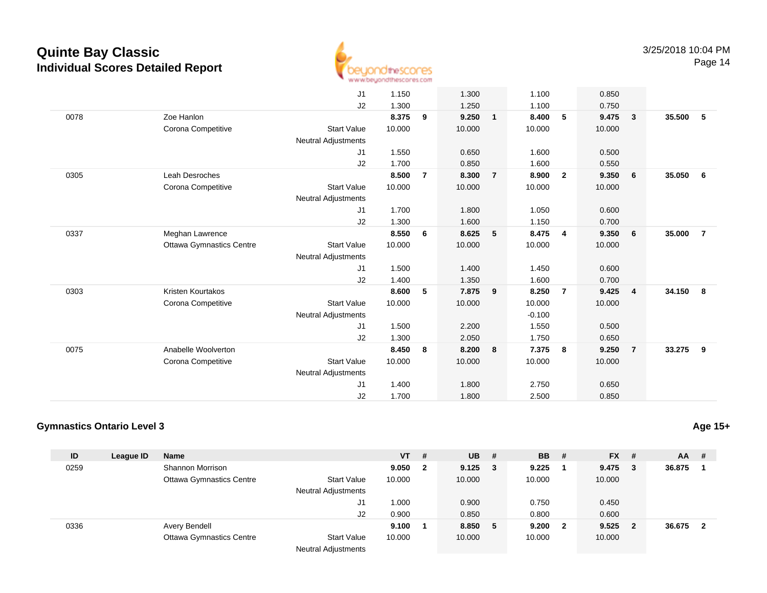# Quinte Bay Classic
## Individual Scores Detailed Report

| ID | League ID | Name | | VT | # | UB | # | BB | # | FX | # | AA | # |
|---|---|---|---|---|---|---|---|---|---|---|---|---|---|
| | | | J1 | 1.150 | | 1.300 | | 1.100 | | 0.850 | | | |
| | | | J2 | 1.300 | | 1.250 | | 1.100 | | 0.750 | | | |
| 0078 | | Zoe Hanlon | | **8.375** | **9** | **9.250** | **1** | **8.400** | **5** | **9.475** | **3** | **35.500** | **5** |
| | | Corona Competitive | Start Value | 10.000 | | 10.000 | | 10.000 | | 10.000 | | | |
| | | | Neutral Adjustments | | | | | | | | | | |
| | | | J1 | 1.550 | | 0.650 | | 1.600 | | 0.500 | | | |
| | | | J2 | 1.700 | | 0.850 | | 1.600 | | 0.550 | | | |
| 0305 | | Leah Desroches | | **8.500** | **7** | **8.300** | **7** | **8.900** | **2** | **9.350** | **6** | **35.050** | **6** |
| | | Corona Competitive | Start Value | 10.000 | | 10.000 | | 10.000 | | 10.000 | | | |
| | | | Neutral Adjustments | | | | | | | | | | |
| | | | J1 | 1.700 | | 1.800 | | 1.050 | | 0.600 | | | |
| | | | J2 | 1.300 | | 1.600 | | 1.150 | | 0.700 | | | |
| 0337 | | Meghan Lawrence | | **8.550** | **6** | **8.625** | **5** | **8.475** | **4** | **9.350** | **6** | **35.000** | **7** |
| | | Ottawa Gymnastics Centre | Start Value | 10.000 | | 10.000 | | 10.000 | | 10.000 | | | |
| | | | Neutral Adjustments | | | | | | | | | | |
| | | | J1 | 1.500 | | 1.400 | | 1.450 | | 0.600 | | | |
| | | | J2 | 1.400 | | 1.350 | | 1.600 | | 0.700 | | | |
| 0303 | | Kristen Kourtakos | | **8.600** | **5** | **7.875** | **9** | **8.250** | **7** | **9.425** | **4** | **34.150** | **8** |
| | | Corona Competitive | Start Value | 10.000 | | 10.000 | | 10.000 | | 10.000 | | | |
| | | | Neutral Adjustments | | | | | -0.100 | | | | | |
| | | | J1 | 1.500 | | 2.200 | | 1.550 | | 0.500 | | | |
| | | | J2 | 1.300 | | 2.050 | | 1.750 | | 0.650 | | | |
| 0075 | | Anabelle Woolverton | | **8.450** | **8** | **8.200** | **8** | **7.375** | **8** | **9.250** | **7** | **33.275** | **9** |
| | | Corona Competitive | Start Value | 10.000 | | 10.000 | | 10.000 | | 10.000 | | | |
| | | | Neutral Adjustments | | | | | | | | | | |
| | | | J1 | 1.400 | | 1.800 | | 2.750 | | 0.650 | | | |
| | | | J2 | 1.700 | | 1.800 | | 2.500 | | 0.850 | | | |

### Gymnastics Ontario Level 3

**Age 15+**

| ID | League ID | Name | | VT | # | UB | # | BB | # | FX | # | AA | # |
|---|---|---|---|---|---|---|---|---|---|---|---|---|---|
| 0259 | | Shannon Morrison | | **9.050** | **2** | **9.125** | **3** | **9.225** | **1** | **9.475** | **3** | **36.875** | **1** |
| | | Ottawa Gymnastics Centre | Start Value | 10.000 | | 10.000 | | 10.000 | | 10.000 | | | |
| | | | Neutral Adjustments | | | | | | | | | | |
| | | | J1 | 1.000 | | 0.900 | | 0.750 | | 0.450 | | | |
| | | | J2 | 0.900 | | 0.850 | | 0.800 | | 0.600 | | | |
| 0336 | | Avery Bendell | | **9.100** | **1** | **8.850** | **5** | **9.200** | **2** | **9.525** | **2** | **36.675** | **2** |
| | | Ottawa Gymnastics Centre | Start Value | 10.000 | | 10.000 | | 10.000 | | 10.000 | | | |
| | | | Neutral Adjustments | | | | | | | | | | |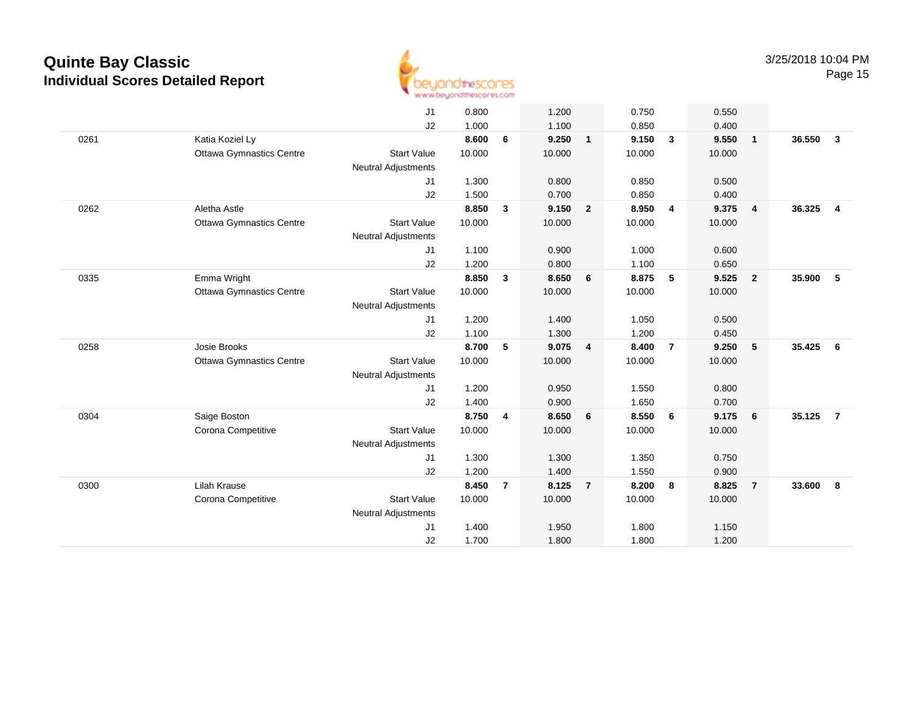# Quinte Bay Classic

## Individual Scores Detailed Report

| | | | | | | | | | | | | |
|---|---|---|---|---|---|---|---|---|---|---|---|---|
| | | J1 | 0.800 | | 1.200 | | 0.750 | | 0.550 | | | |
| | | J2 | 1.000 | | 1.100 | | 0.850 | | 0.400 | | | |
| 0261 | Katia Koziel Ly | | **8.600** | **6** | **9.250** | **1** | **9.150** | **3** | **9.550** | **1** | **36.550** | **3** |
| | Ottawa Gymnastics Centre | Start Value | 10.000 | | 10.000 | | 10.000 | | 10.000 | | | |
| | | Neutral Adjustments | | | | | | | | | | |
| | | J1 | 1.300 | | 0.800 | | 0.850 | | 0.500 | | | |
| | | J2 | 1.500 | | 0.700 | | 0.850 | | 0.400 | | | |
| 0262 | Aletha Astle | | **8.850** | **3** | **9.150** | **2** | **8.950** | **4** | **9.375** | **4** | **36.325** | **4** |
| | Ottawa Gymnastics Centre | Start Value | 10.000 | | 10.000 | | 10.000 | | 10.000 | | | |
| | | Neutral Adjustments | | | | | | | | | | |
| | | J1 | 1.100 | | 0.900 | | 1.000 | | 0.600 | | | |
| | | J2 | 1.200 | | 0.800 | | 1.100 | | 0.650 | | | |
| 0335 | Emma Wright | | **8.850** | **3** | **8.650** | **6** | **8.875** | **5** | **9.525** | **2** | **35.900** | **5** |
| | Ottawa Gymnastics Centre | Start Value | 10.000 | | 10.000 | | 10.000 | | 10.000 | | | |
| | | Neutral Adjustments | | | | | | | | | | |
| | | J1 | 1.200 | | 1.400 | | 1.050 | | 0.500 | | | |
| | | J2 | 1.100 | | 1.300 | | 1.200 | | 0.450 | | | |
| 0258 | Josie Brooks | | **8.700** | **5** | **9.075** | **4** | **8.400** | **7** | **9.250** | **5** | **35.425** | **6** |
| | Ottawa Gymnastics Centre | Start Value | 10.000 | | 10.000 | | 10.000 | | 10.000 | | | |
| | | Neutral Adjustments | | | | | | | | | | |
| | | J1 | 1.200 | | 0.950 | | 1.550 | | 0.800 | | | |
| | | J2 | 1.400 | | 0.900 | | 1.650 | | 0.700 | | | |
| 0304 | Saige Boston | | **8.750** | **4** | **8.650** | **6** | **8.550** | **6** | **9.175** | **6** | **35.125** | **7** |
| | Corona Competitive | Start Value | 10.000 | | 10.000 | | 10.000 | | 10.000 | | | |
| | | Neutral Adjustments | | | | | | | | | | |
| | | J1 | 1.300 | | 1.300 | | 1.350 | | 0.750 | | | |
| | | J2 | 1.200 | | 1.400 | | 1.550 | | 0.900 | | | |
| 0300 | Lilah Krause | | **8.450** | **7** | **8.125** | **7** | **8.200** | **8** | **8.825** | **7** | **33.600** | **8** |
| | Corona Competitive | Start Value | 10.000 | | 10.000 | | 10.000 | | 10.000 | | | |
| | | Neutral Adjustments | | | | | | | | | | |
| | | J1 | 1.400 | | 1.950 | | 1.800 | | 1.150 | | | |
| | | J2 | 1.700 | | 1.800 | | 1.800 | | 1.200 | | | |